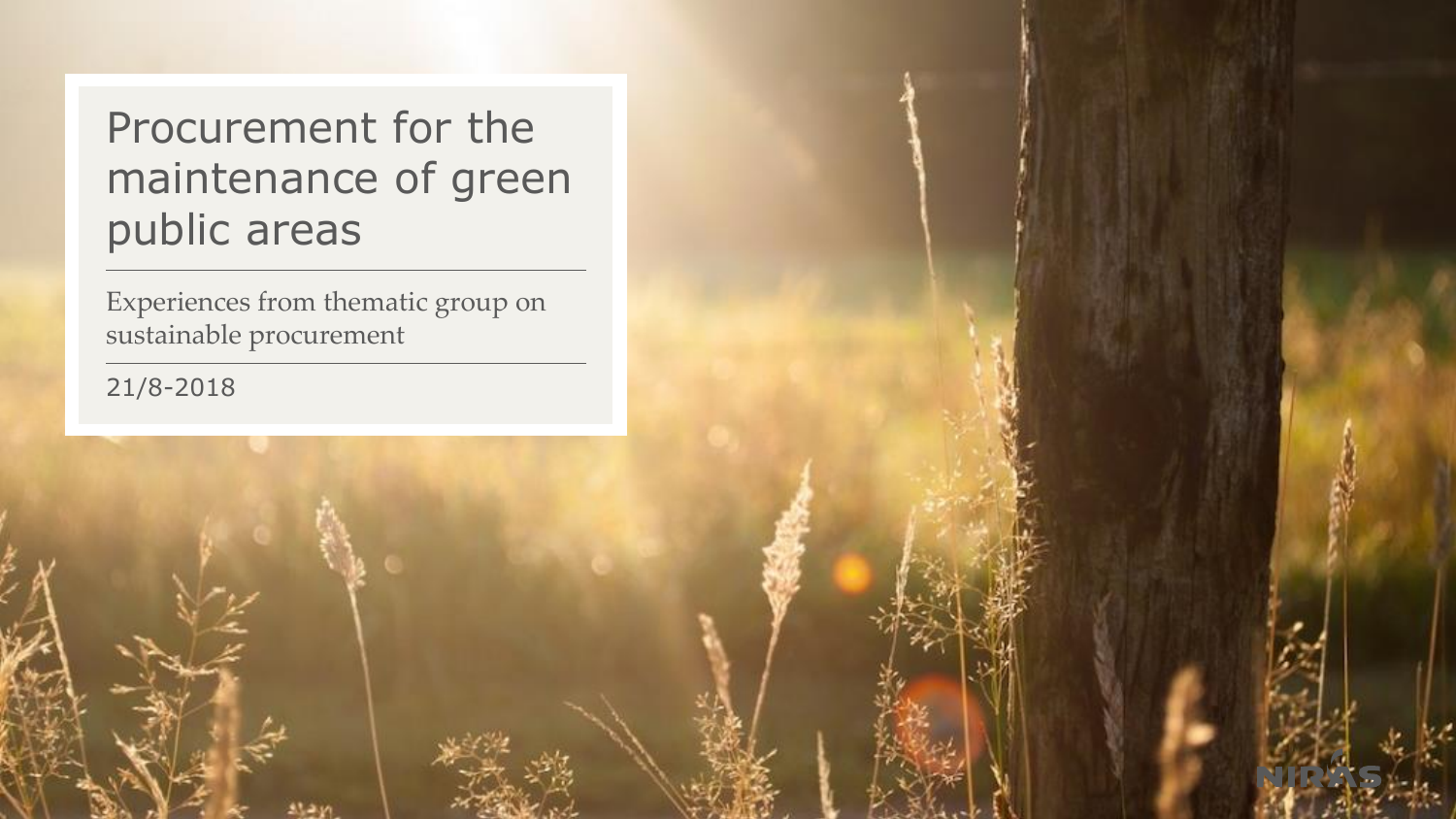# Procurement for the maintenance of green public areas

Experiences from thematic group on sustainable procurement

21/8-2018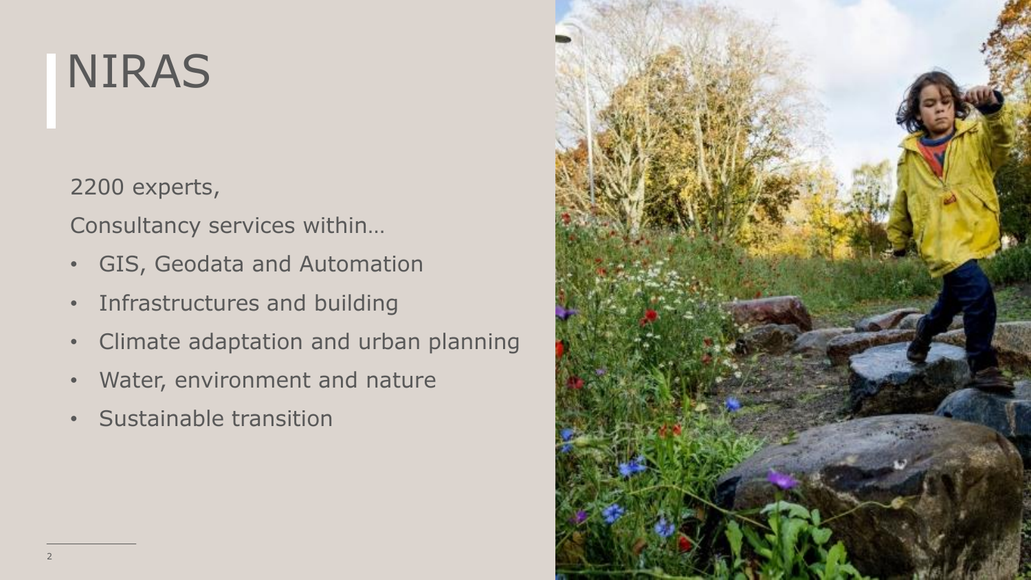# NIRAS

2200 experts,

Consultancy services within…

- GIS, Geodata and Automation
- Infrastructures and building
- Climate adaptation and urban planning
- Water, environment and nature
- Sustainable transition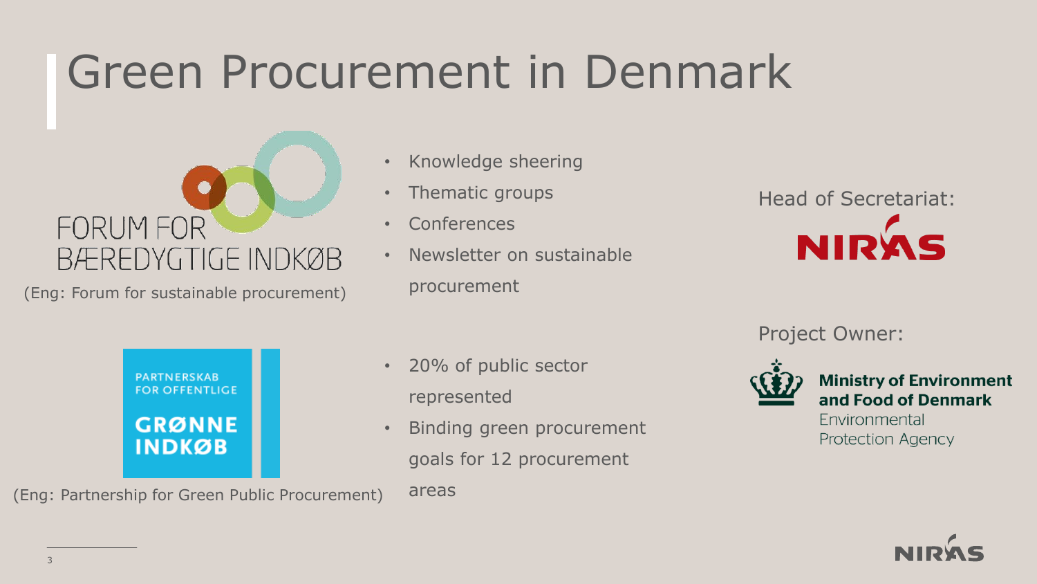# Green Procurement in Denmark

FORUM FOR BÆREDYGTIGE INDKØB

(Eng: Forum for sustainable procurement)

- Knowledge sheering
- Thematic groups
- Conferences
- Newsletter on sustainable procurement

Head of Secretariat: NIRAS

PARTNERSKAB FOR OFFENTLIGE GRØNNE INDKØB

(Eng: Partnership for Green Public Procurement)

- 20% of public sector represented
- Binding green procurement goals for 12 procurement areas

Project Owner:

**Ministry of Environment and Food of Denmark**
Environmental Protection Agency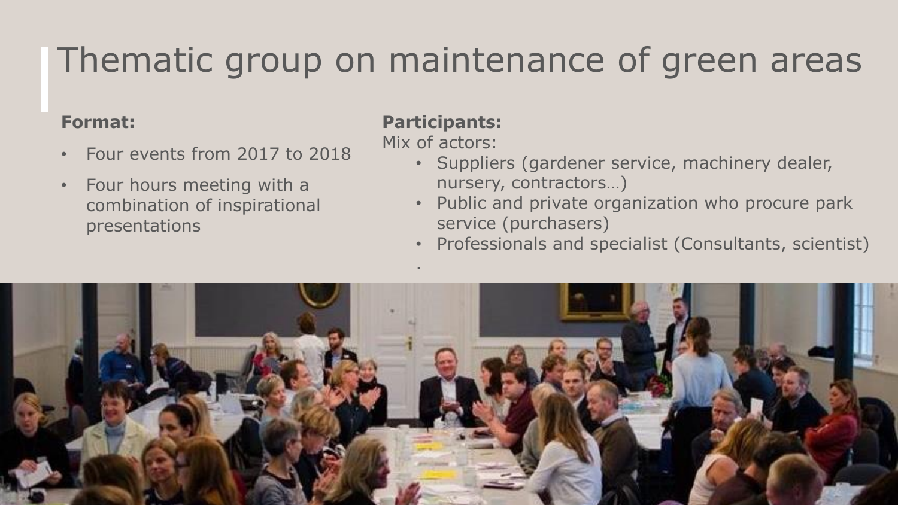# Thematic group on maintenance of green areas

**Format:**

- Four events from 2017 to 2018
- Four hours meeting with a combination of inspirational presentations

**Participants:**

Mix of actors:

- Suppliers (gardener service, machinery dealer, nursery, contractors…)
- Public and private organization who procure park service (purchasers)
- Professionals and specialist (Consultants, scientist)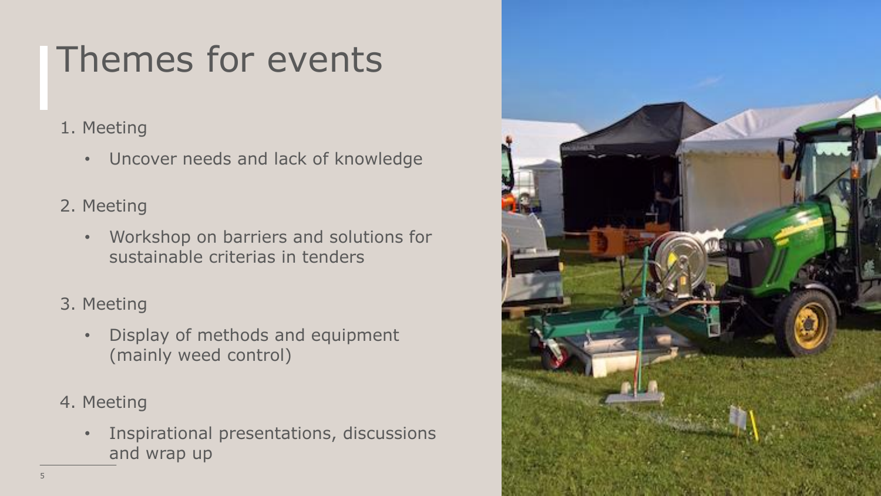# Themes for events

1. Meeting
   - Uncover needs and lack of knowledge
2. Meeting
   - Workshop on barriers and solutions for sustainable criterias in tenders
3. Meeting
   - Display of methods and equipment (mainly weed control)
4. Meeting
   - Inspirational presentations, discussions and wrap up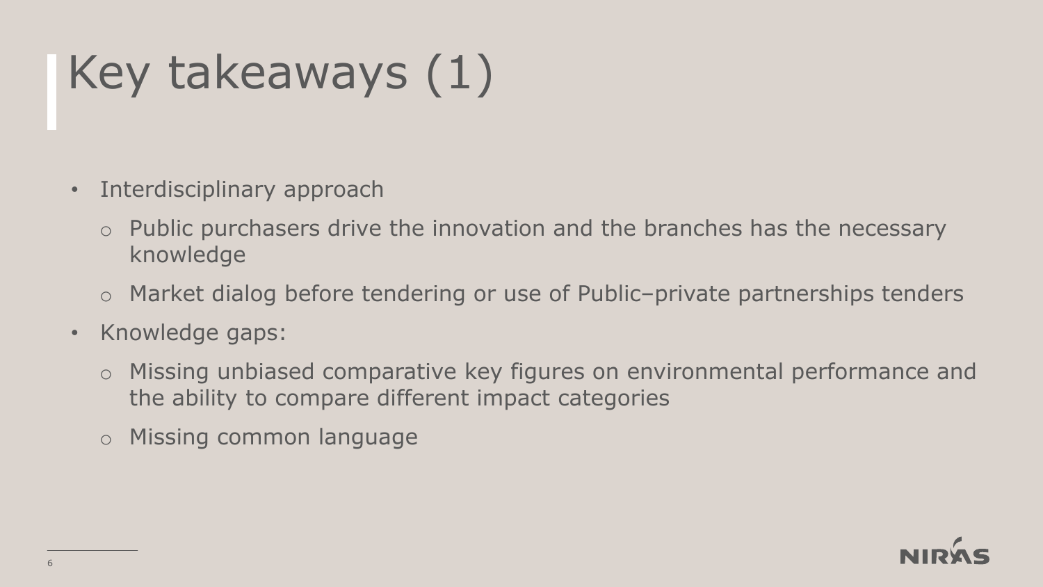# Key takeaways (1)

- Interdisciplinary approach
  - Public purchasers drive the innovation and the branches has the necessary knowledge
  - Market dialog before tendering or use of Public–private partnerships tenders
- Knowledge gaps:
  - Missing unbiased comparative key figures on environmental performance and the ability to compare different impact categories
  - Missing common language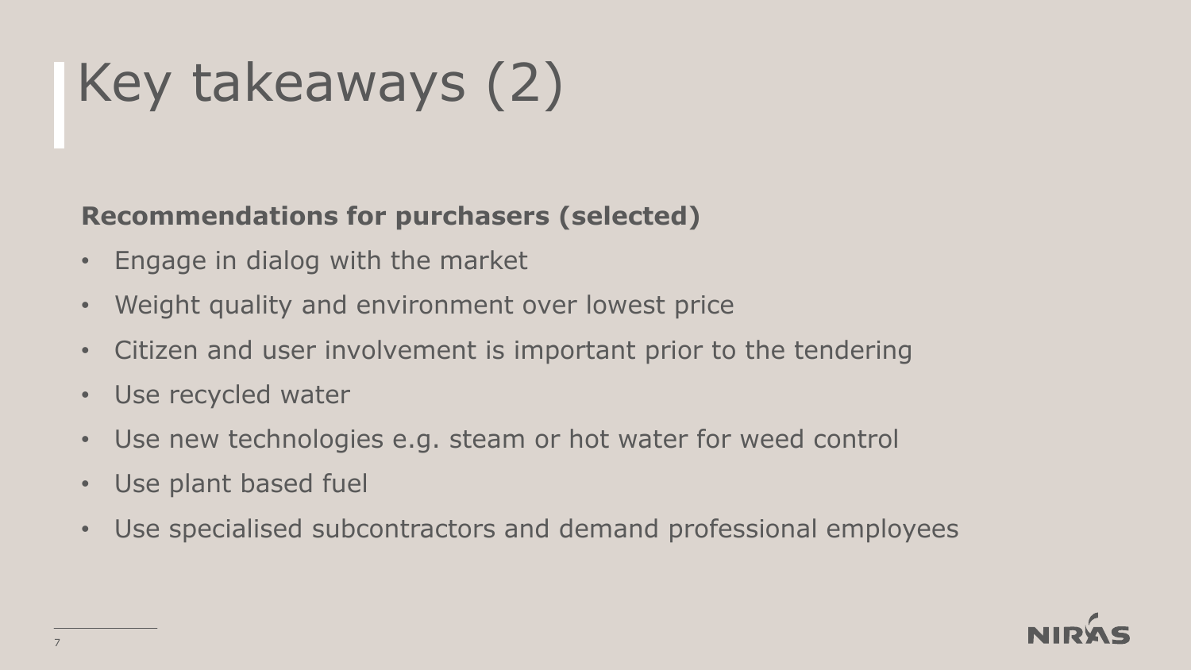# Key takeaways (2)

**Recommendations for purchasers (selected)**

- Engage in dialog with the market
- Weight quality and environment over lowest price
- Citizen and user involvement is important prior to the tendering
- Use recycled water
- Use new technologies e.g. steam or hot water for weed control
- Use plant based fuel
- Use specialised subcontractors and demand professional employees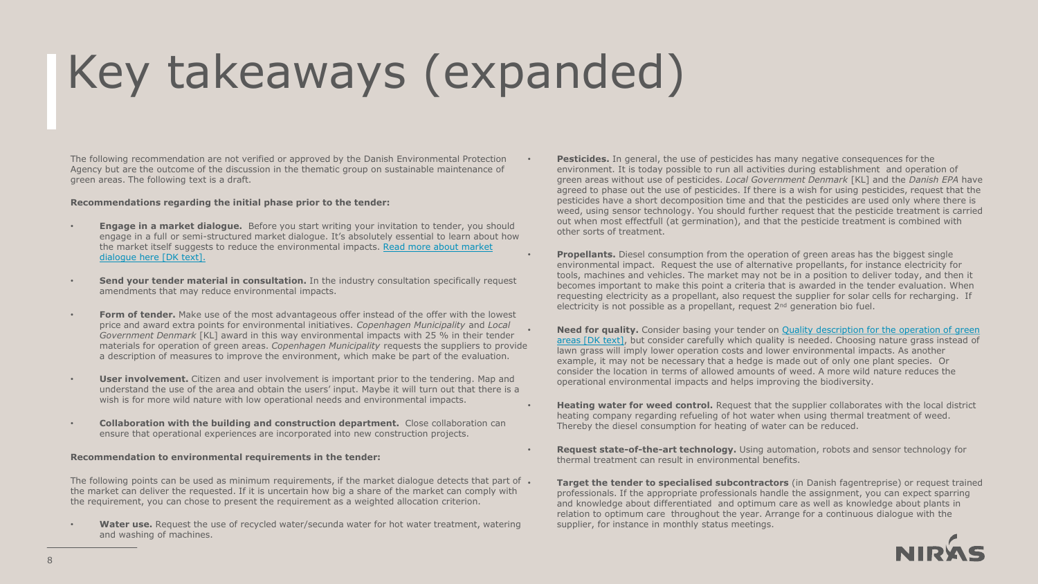# Key takeaways (expanded)

The following recommendation are not verified or approved by the Danish Environmental Protection Agency but are the outcome of the discussion in the thematic group on sustainable maintenance of green areas. The following text is a draft.

**Recommendations regarding the initial phase prior to the tender:**

- **Engage in a market dialogue.** Before you start writing your invitation to tender, you should engage in a full or semi-structured market dialogue. It's absolutely essential to learn about how the market itself suggests to reduce the environmental impacts. Read more about market dialogue here [DK text].
- **Send your tender material in consultation.** In the industry consultation specifically request amendments that may reduce environmental impacts.
- **Form of tender.** Make use of the most advantageous offer instead of the offer with the lowest price and award extra points for environmental initiatives. *Copenhagen Municipality* and *Local Government Denmark* [KL] award in this way environmental impacts with 25 % in their tender materials for operation of green areas. *Copenhagen Municipality* requests the suppliers to provide a description of measures to improve the environment, which make be part of the evaluation.
- **User involvement.** Citizen and user involvement is important prior to the tendering. Map and understand the use of the area and obtain the users' input. Maybe it will turn out that there is a wish is for more wild nature with low operational needs and environmental impacts.
- **Collaboration with the building and construction department.** Close collaboration can ensure that operational experiences are incorporated into new construction projects.

**Recommendation to environmental requirements in the tender:**

The following points can be used as minimum requirements, if the market dialogue detects that part of the market can deliver the requested. If it is uncertain how big a share of the market can comply with the requirement, you can chose to present the requirement as a weighted allocation criterion.

- **Water use.** Request the use of recycled water/secunda water for hot water treatment, watering and washing of machines.
- **Pesticides.** In general, the use of pesticides has many negative consequences for the environment. It is today possible to run all activities during establishment and operation of green areas without use of pesticides. *Local Government Denmark* [KL] and the *Danish EPA* have agreed to phase out the use of pesticides. If there is a wish for using pesticides, request that the pesticides have a short decomposition time and that the pesticides are used only where there is weed, using sensor technology. You should further request that the pesticide treatment is carried out when most effectfull (at germination), and that the pesticide treatment is combined with other sorts of treatment.
- **Propellants.** Diesel consumption from the operation of green areas has the biggest single environmental impact. Request the use of alternative propellants, for instance electricity for tools, machines and vehicles. The market may not be in a position to deliver today, and then it becomes important to make this point a criteria that is awarded in the tender evaluation. When requesting electricity as a propellant, also request the supplier for solar cells for recharging. If electricity is not possible as a propellant, request 2nd generation bio fuel.
- **Need for quality.** Consider basing your tender on Quality description for the operation of green areas [DK text], but consider carefully which quality is needed. Choosing nature grass instead of lawn grass will imply lower operation costs and lower environmental impacts. As another example, it may not be necessary that a hedge is made out of only one plant species. Or consider the location in terms of allowed amounts of weed. A more wild nature reduces the operational environmental impacts and helps improving the biodiversity.
- **Heating water for weed control.** Request that the supplier collaborates with the local district heating company regarding refueling of hot water when using thermal treatment of weed. Thereby the diesel consumption for heating of water can be reduced.
- **Request state-of-the-art technology.** Using automation, robots and sensor technology for thermal treatment can result in environmental benefits.
- **Target the tender to specialised subcontractors** (in Danish fagentreprise) or request trained professionals. If the appropriate professionals handle the assignment, you can expect sparring and knowledge about differentiated and optimum care as well as knowledge about plants in relation to optimum care throughout the year. Arrange for a continuous dialogue with the supplier, for instance in monthly status meetings.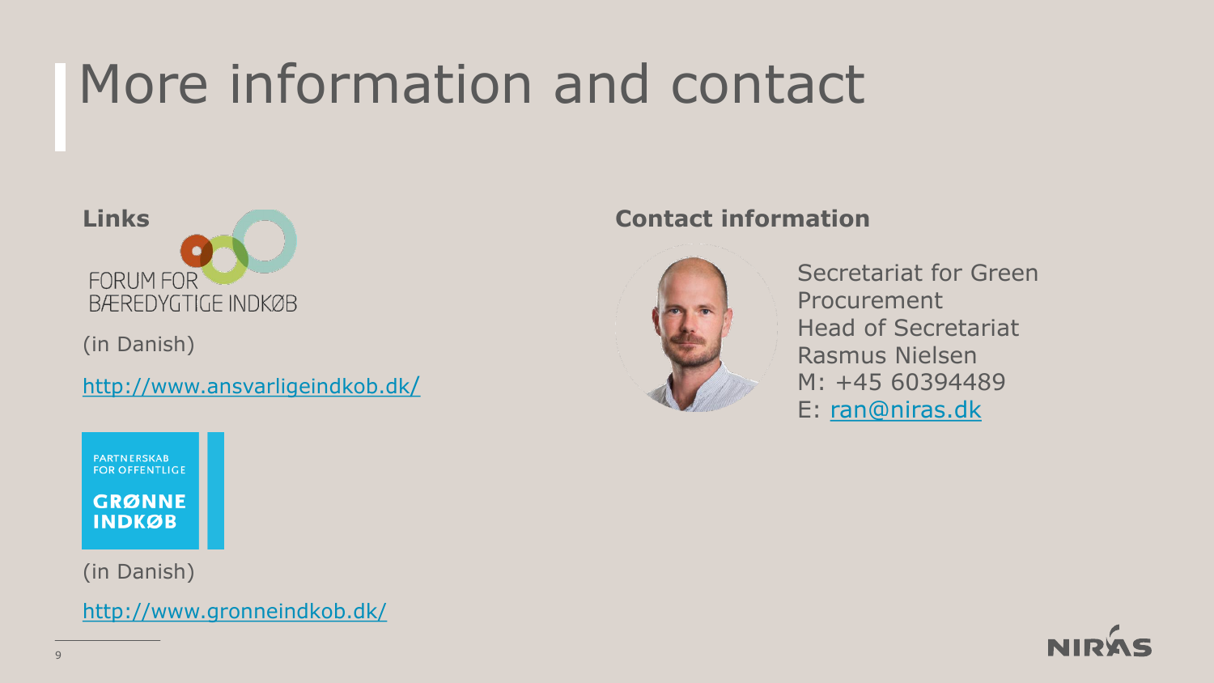# More information and contact

**Links**

FORUM FOR BÆREDYGTIGE INDKØB

(in Danish)

http://www.ansvarligeindkob.dk/

PARTNERSKAB FOR OFFENTLIGE GRØNNE INDKØB

(in Danish)

http://www.gronneindkob.dk/

**Contact information**

Secretariat for Green Procurement
Head of Secretariat
Rasmus Nielsen
M: +45 60394489
E: ran@niras.dk